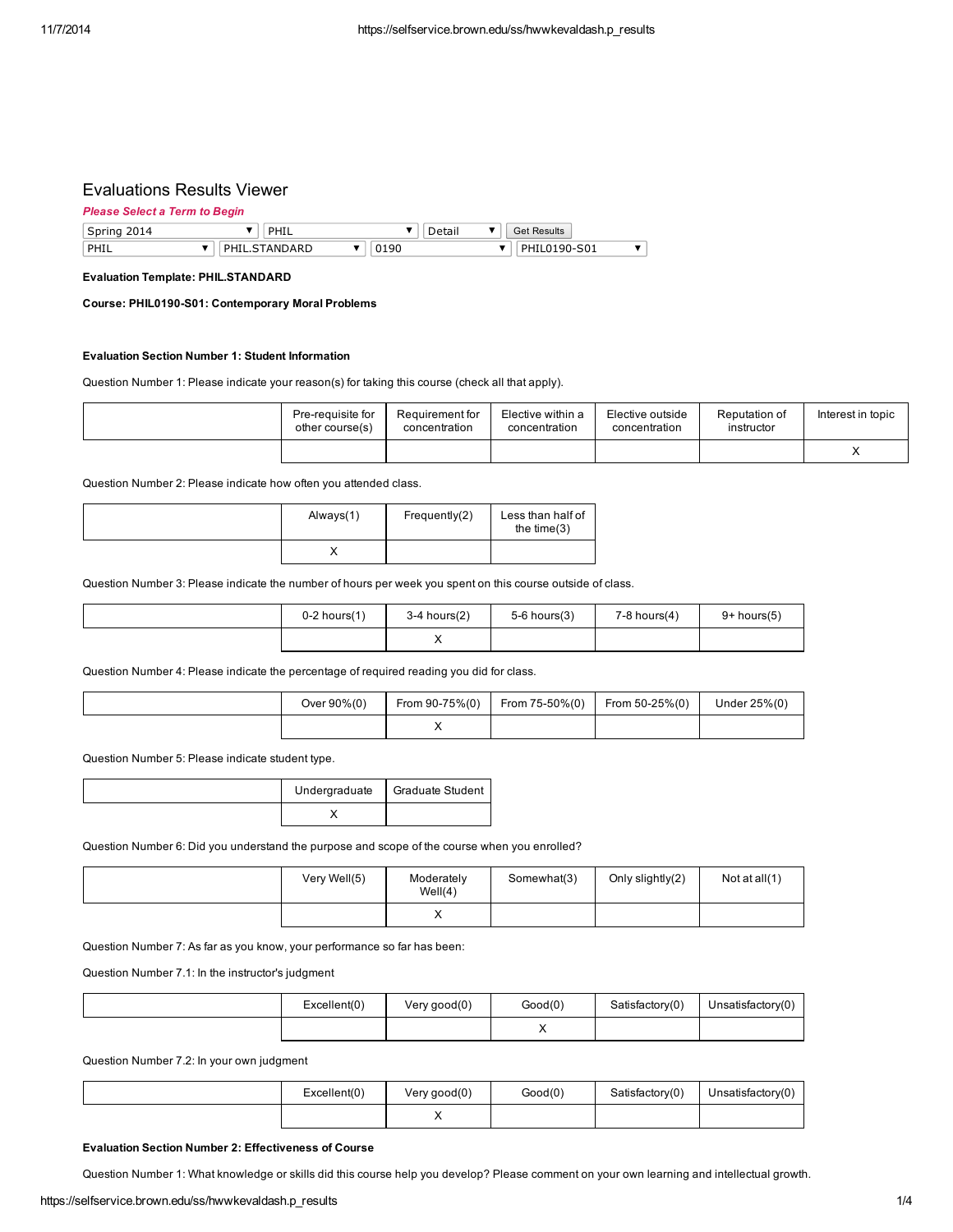# Evaluations Results Viewer

***Please Select a Term to Begin***

| | | | |
|---|---|---|---|
| Spring 2014 | PHIL | Detail | Get Results |
| PHIL | PHIL.STANDARD | 0190 | PHIL0190-S01 |

**Evaluation Template: PHIL.STANDARD**

**Course: PHIL0190-S01: Contemporary Moral Problems**

**Evaluation Section Number 1: Student Information**

Question Number 1: Please indicate your reason(s) for taking this course (check all that apply).

| | Pre-requisite for other course(s) | Requirement for concentration | Elective within a concentration | Elective outside concentration | Reputation of instructor | Interest in topic |
|---|---|---|---|---|---|---|
| | | | | | | X |

Question Number 2: Please indicate how often you attended class.

| | Always(1) | Frequently(2) | Less than half of the time(3) |
|---|---|---|---|
| | X | | |

Question Number 3: Please indicate the number of hours per week you spent on this course outside of class.

| | 0-2 hours(1) | 3-4 hours(2) | 5-6 hours(3) | 7-8 hours(4) | 9+ hours(5) |
|---|---|---|---|---|---|
| | | X | | | |

Question Number 4: Please indicate the percentage of required reading you did for class.

| | Over 90%(0) | From 90-75%(0) | From 75-50%(0) | From 50-25%(0) | Under 25%(0) |
|---|---|---|---|---|---|
| | | X | | | |

Question Number 5: Please indicate student type.

| | Undergraduate | Graduate Student |
|---|---|---|
| | X | |

Question Number 6: Did you understand the purpose and scope of the course when you enrolled?

| | Very Well(5) | Moderately Well(4) | Somewhat(3) | Only slightly(2) | Not at all(1) |
|---|---|---|---|---|---|
| | | X | | | |

Question Number 7: As far as you know, your performance so far has been:

Question Number 7.1: In the instructor's judgment

| | Excellent(0) | Very good(0) | Good(0) | Satisfactory(0) | Unsatisfactory(0) |
|---|---|---|---|---|---|
| | | | X | | |

Question Number 7.2: In your own judgment

| | Excellent(0) | Very good(0) | Good(0) | Satisfactory(0) | Unsatisfactory(0) |
|---|---|---|---|---|---|
| | | X | | | |

**Evaluation Section Number 2: Effectiveness of Course**

Question Number 1: What knowledge or skills did this course help you develop? Please comment on your own learning and intellectual growth.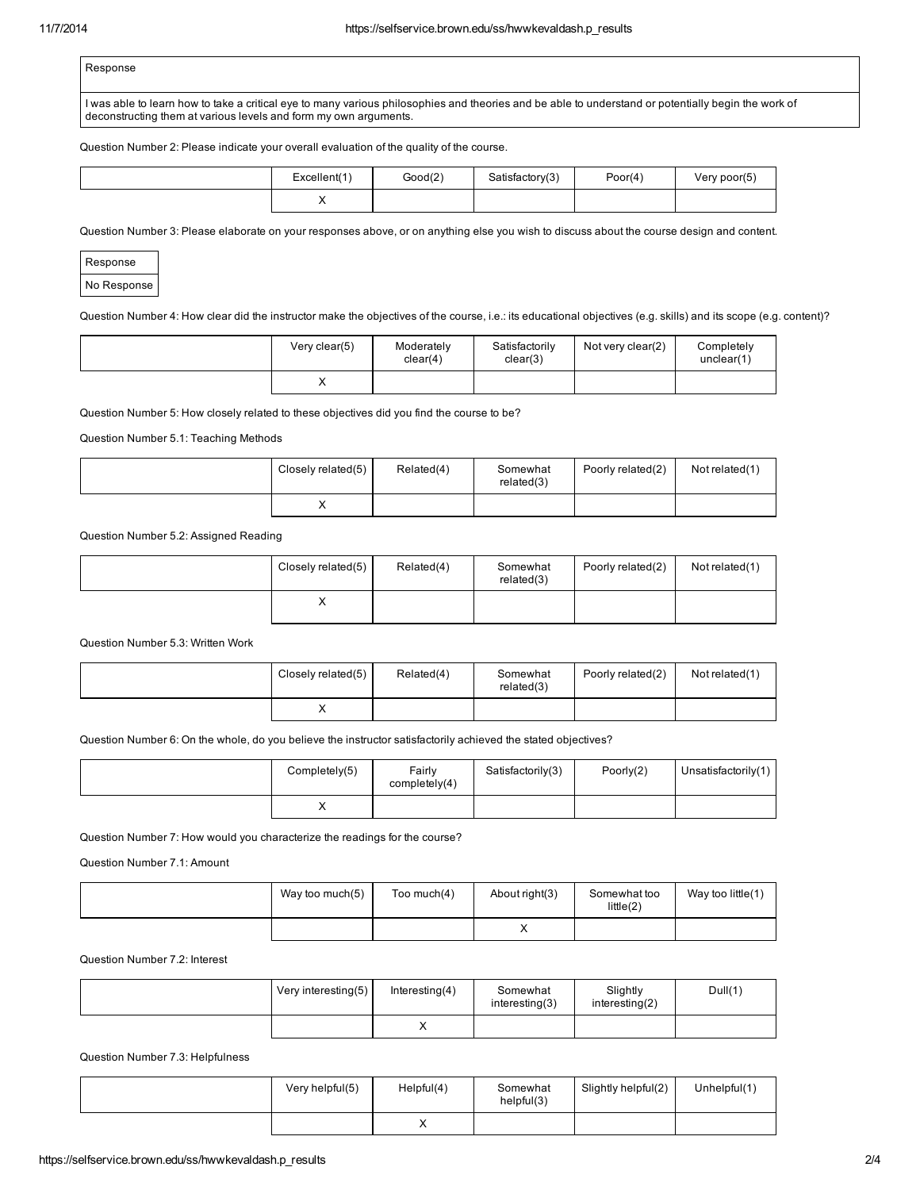| Response |
| --- |
| I was able to learn how to take a critical eye to many various philosophies and theories and be able to understand or potentially begin the work of deconstructing them at various levels and form my own arguments. |

Question Number 2: Please indicate your overall evaluation of the quality of the course.

| | Excellent(1) | Good(2) | Satisfactory(3) | Poor(4) | Very poor(5) |
| --- | --- | --- | --- | --- | --- |
| | X | | | | |

Question Number 3: Please elaborate on your responses above, or on anything else you wish to discuss about the course design and content.

| Response |
| --- |
| No Response |

Question Number 4: How clear did the instructor make the objectives of the course, i.e.: its educational objectives (e.g. skills) and its scope (e.g. content)?

| | Very clear(5) | Moderately clear(4) | Satisfactorily clear(3) | Not very clear(2) | Completely unclear(1) |
| --- | --- | --- | --- | --- | --- |
| | X | | | | |

Question Number 5: How closely related to these objectives did you find the course to be?

Question Number 5.1: Teaching Methods

| | Closely related(5) | Related(4) | Somewhat related(3) | Poorly related(2) | Not related(1) |
| --- | --- | --- | --- | --- | --- |
| | X | | | | |

Question Number 5.2: Assigned Reading

| | Closely related(5) | Related(4) | Somewhat related(3) | Poorly related(2) | Not related(1) |
| --- | --- | --- | --- | --- | --- |
| | X | | | | |

Question Number 5.3: Written Work

| | Closely related(5) | Related(4) | Somewhat related(3) | Poorly related(2) | Not related(1) |
| --- | --- | --- | --- | --- | --- |
| | X | | | | |

Question Number 6: On the whole, do you believe the instructor satisfactorily achieved the stated objectives?

| | Completely(5) | Fairly completely(4) | Satisfactorily(3) | Poorly(2) | Unsatisfactorily(1) |
| --- | --- | --- | --- | --- | --- |
| | X | | | | |

Question Number 7: How would you characterize the readings for the course?

Question Number 7.1: Amount

| | Way too much(5) | Too much(4) | About right(3) | Somewhat too little(2) | Way too little(1) |
| --- | --- | --- | --- | --- | --- |
| | | | X | | |

Question Number 7.2: Interest

| | Very interesting(5) | Interesting(4) | Somewhat interesting(3) | Slightly interesting(2) | Dull(1) |
| --- | --- | --- | --- | --- | --- |
| | | X | | | |

Question Number 7.3: Helpfulness

| | Very helpful(5) | Helpful(4) | Somewhat helpful(3) | Slightly helpful(2) | Unhelpful(1) |
| --- | --- | --- | --- | --- | --- |
| | | X | | | |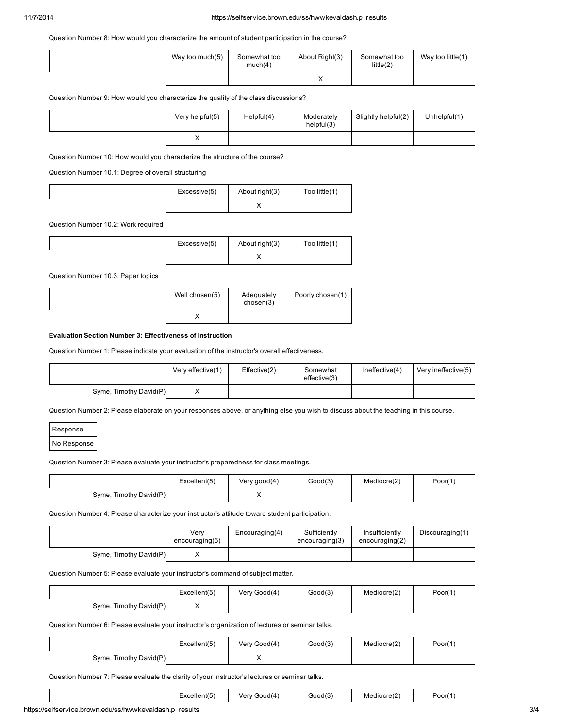Question Number 8: How would you characterize the amount of student participation in the course?

| | Way too much(5) | Somewhat too much(4) | About Right(3) | Somewhat too little(2) | Way too little(1) |
|---|---|---|---|---|---|
| | | | X | | |

Question Number 9: How would you characterize the quality of the class discussions?

| | Very helpful(5) | Helpful(4) | Moderately helpful(3) | Slightly helpful(2) | Unhelpful(1) |
|---|---|---|---|---|---|
| | X | | | | |

Question Number 10: How would you characterize the structure of the course?

Question Number 10.1: Degree of overall structuring

| | Excessive(5) | About right(3) | Too little(1) |
|---|---|---|---|
| | | X | |

Question Number 10.2: Work required

| | Excessive(5) | About right(3) | Too little(1) |
|---|---|---|---|
| | | X | |

Question Number 10.3: Paper topics

| | Well chosen(5) | Adequately chosen(3) | Poorly chosen(1) |
|---|---|---|---|
| | X | | |

**Evaluation Section Number 3: Effectiveness of Instruction**

Question Number 1: Please indicate your evaluation of the instructor's overall effectiveness.

| | Very effective(1) | Effective(2) | Somewhat effective(3) | Ineffective(4) | Very ineffective(5) |
|---|---|---|---|---|---|
| Syme, Timothy David(P) | X | | | | |

Question Number 2: Please elaborate on your responses above, or anything else you wish to discuss about the teaching in this course.

| Response |
|---|
| No Response |

Question Number 3: Please evaluate your instructor's preparedness for class meetings.

| | Excellent(5) | Very good(4) | Good(3) | Mediocre(2) | Poor(1) |
|---|---|---|---|---|---|
| Syme, Timothy David(P) | | X | | | |

Question Number 4: Please characterize your instructor's attitude toward student participation.

| | Very encouraging(5) | Encouraging(4) | Sufficiently encouraging(3) | Insufficiently encouraging(2) | Discouraging(1) |
|---|---|---|---|---|---|
| Syme, Timothy David(P) | X | | | | |

Question Number 5: Please evaluate your instructor's command of subject matter.

| | Excellent(5) | Very Good(4) | Good(3) | Mediocre(2) | Poor(1) |
|---|---|---|---|---|---|
| Syme, Timothy David(P) | X | | | | |

Question Number 6: Please evaluate your instructor's organization of lectures or seminar talks.

| | Excellent(5) | Very Good(4) | Good(3) | Mediocre(2) | Poor(1) |
|---|---|---|---|---|---|
| Syme, Timothy David(P) | | X | | | |

Question Number 7: Please evaluate the clarity of your instructor's lectures or seminar talks.

| | Excellent(5) | Very Good(4) | Good(3) | Mediocre(2) | Poor(1) |
|---|---|---|---|---|---|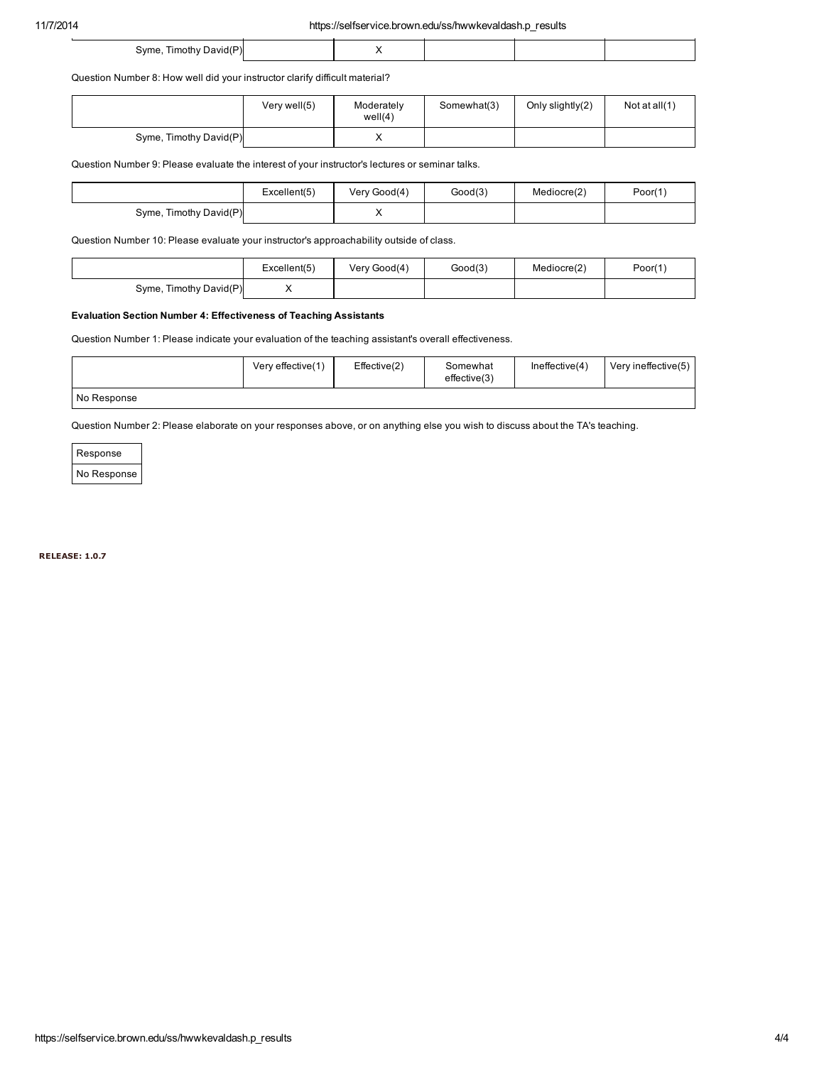| | | | | | |
|---|---|---|---|---|---|
| Syme, Timothy David(P) | | X | | | |

Question Number 8: How well did your instructor clarify difficult material?

| | Very well(5) | Moderately well(4) | Somewhat(3) | Only slightly(2) | Not at all(1) |
|---|---|---|---|---|---|
| Syme, Timothy David(P) | | X | | | |

Question Number 9: Please evaluate the interest of your instructor's lectures or seminar talks.

| | Excellent(5) | Very Good(4) | Good(3) | Mediocre(2) | Poor(1) |
|---|---|---|---|---|---|
| Syme, Timothy David(P) | | X | | | |

Question Number 10: Please evaluate your instructor's approachability outside of class.

| | Excellent(5) | Very Good(4) | Good(3) | Mediocre(2) | Poor(1) |
|---|---|---|---|---|---|
| Syme, Timothy David(P) | X | | | | |

**Evaluation Section Number 4: Effectiveness of Teaching Assistants**

Question Number 1: Please indicate your evaluation of the teaching assistant's overall effectiveness.

| | Very effective(1) | Effective(2) | Somewhat effective(3) | Ineffective(4) | Very ineffective(5) |
|---|---|---|---|---|---|
| No Response | | | | | |

Question Number 2: Please elaborate on your responses above, or on anything else you wish to discuss about the TA's teaching.

| Response |
|---|
| No Response |

**RELEASE: 1.0.7**